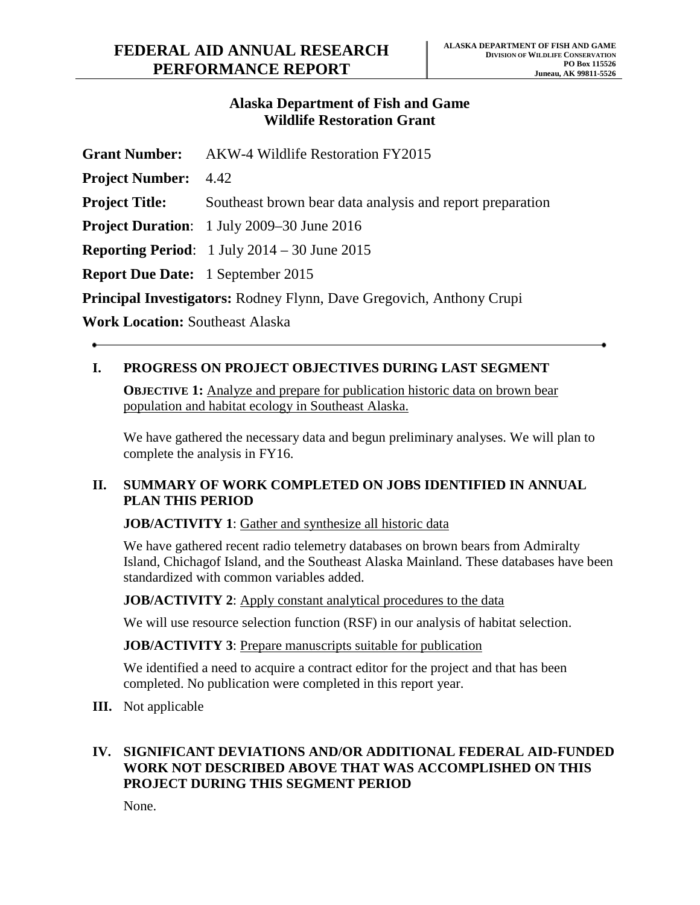# FEDERAL AID ANNUAL RESEARCH PERFORMANCE REPORT

**ALASKA DEPARTMENT OF FISH AND GAME**
**DIVISION OF WILDLIFE CONSERVATION**
**PO Box 115526**
**Juneau, AK 99811-5526**

## Alaska Department of Fish and Game
## Wildlife Restoration Grant

**Grant Number:** AKW-4 Wildlife Restoration FY2015

**Project Number:** 4.42

**Project Title:** Southeast brown bear data analysis and report preparation

**Project Duration**: 1 July 2009–30 June 2016

**Reporting Period**: 1 July 2014 – 30 June 2015

**Report Due Date:** 1 September 2015

**Principal Investigators:** Rodney Flynn, Dave Gregovich, Anthony Crupi

**Work Location:** Southeast Alaska

---

### I. PROGRESS ON PROJECT OBJECTIVES DURING LAST SEGMENT

**OBJECTIVE 1:** Analyze and prepare for publication historic data on brown bear population and habitat ecology in Southeast Alaska.

We have gathered the necessary data and begun preliminary analyses. We will plan to complete the analysis in FY16.

### II. SUMMARY OF WORK COMPLETED ON JOBS IDENTIFIED IN ANNUAL PLAN THIS PERIOD

**JOB/ACTIVITY 1**: Gather and synthesize all historic data

We have gathered recent radio telemetry databases on brown bears from Admiralty Island, Chichagof Island, and the Southeast Alaska Mainland. These databases have been standardized with common variables added.

**JOB/ACTIVITY 2**: Apply constant analytical procedures to the data

We will use resource selection function (RSF) in our analysis of habitat selection.

**JOB/ACTIVITY 3**: Prepare manuscripts suitable for publication

We identified a need to acquire a contract editor for the project and that has been completed. No publication were completed in this report year.

**III.** Not applicable

### IV. SIGNIFICANT DEVIATIONS AND/OR ADDITIONAL FEDERAL AID-FUNDED WORK NOT DESCRIBED ABOVE THAT WAS ACCOMPLISHED ON THIS PROJECT DURING THIS SEGMENT PERIOD

None.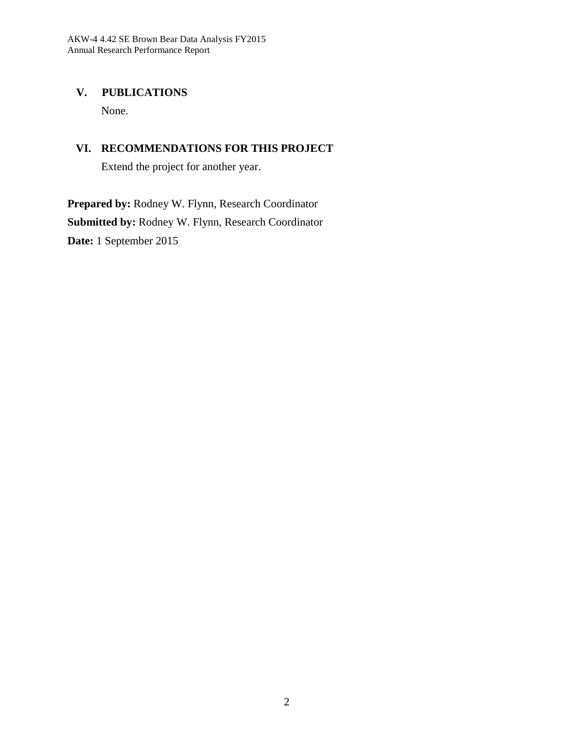## V. PUBLICATIONS

None.

## VI. RECOMMENDATIONS FOR THIS PROJECT

Extend the project for another year.

**Prepared by:** Rodney W. Flynn, Research Coordinator

**Submitted by:** Rodney W. Flynn, Research Coordinator

**Date:** 1 September 2015